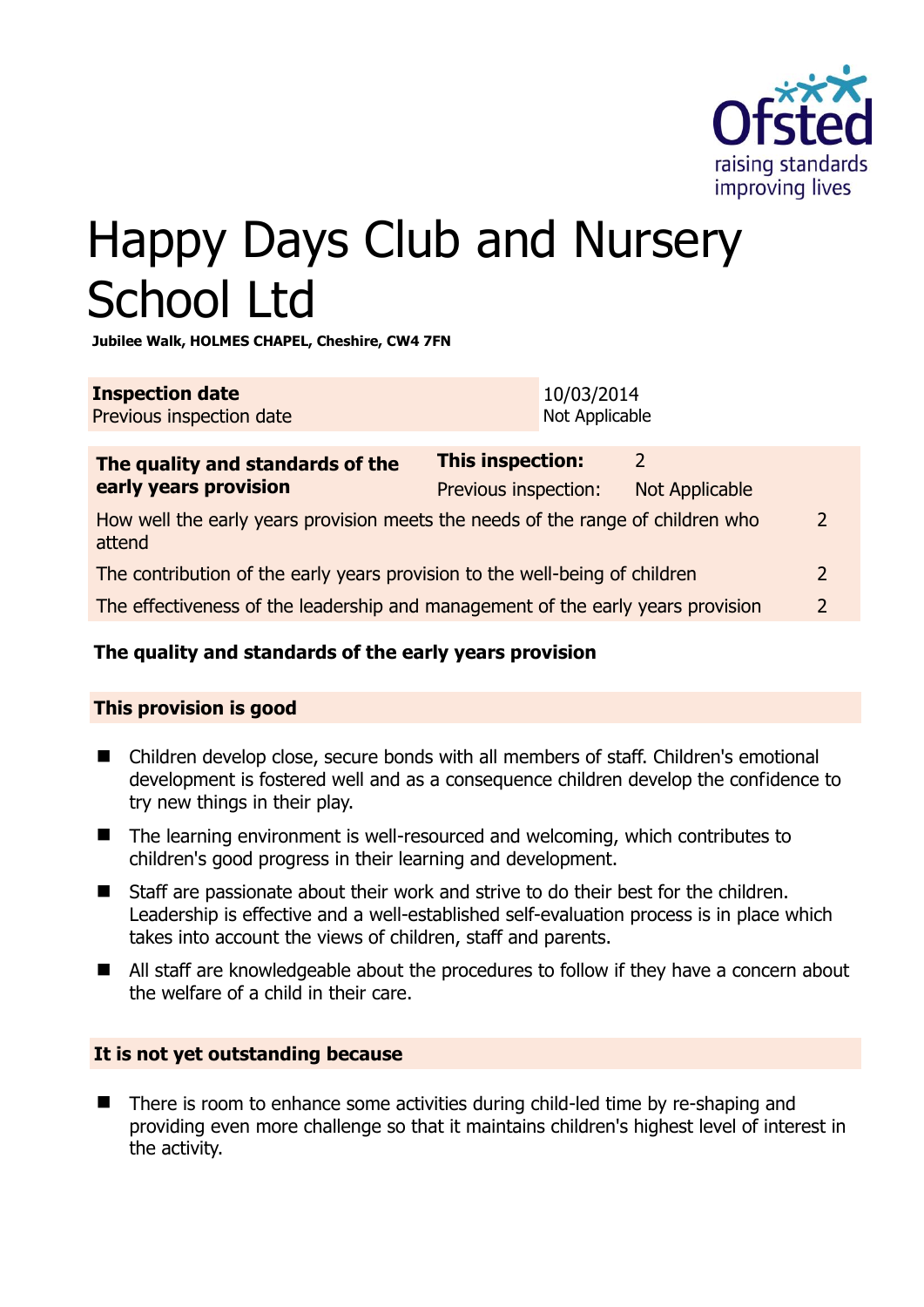# Happy Days Club and Nursery School Ltd

**Jubilee Walk, HOLMES CHAPEL, Cheshire, CW4 7FN**

| **Inspection date** | 10/03/2014 |
|---|---|
| Previous inspection date | Not Applicable |

| **The quality and standards of the early years provision** | **This inspection:** | 2 |
|---|---|---|
| | Previous inspection: | Not Applicable |
| How well the early years provision meets the needs of the range of children who attend | | 2 |
| The contribution of the early years provision to the well-being of children | | 2 |
| The effectiveness of the leadership and management of the early years provision | | 2 |

## The quality and standards of the early years provision

### This provision is good

- Children develop close, secure bonds with all members of staff. Children's emotional development is fostered well and as a consequence children develop the confidence to try new things in their play.
- The learning environment is well-resourced and welcoming, which contributes to children's good progress in their learning and development.
- Staff are passionate about their work and strive to do their best for the children. Leadership is effective and a well-established self-evaluation process is in place which takes into account the views of children, staff and parents.
- All staff are knowledgeable about the procedures to follow if they have a concern about the welfare of a child in their care.

### It is not yet outstanding because

- There is room to enhance some activities during child-led time by re-shaping and providing even more challenge so that it maintains children's highest level of interest in the activity.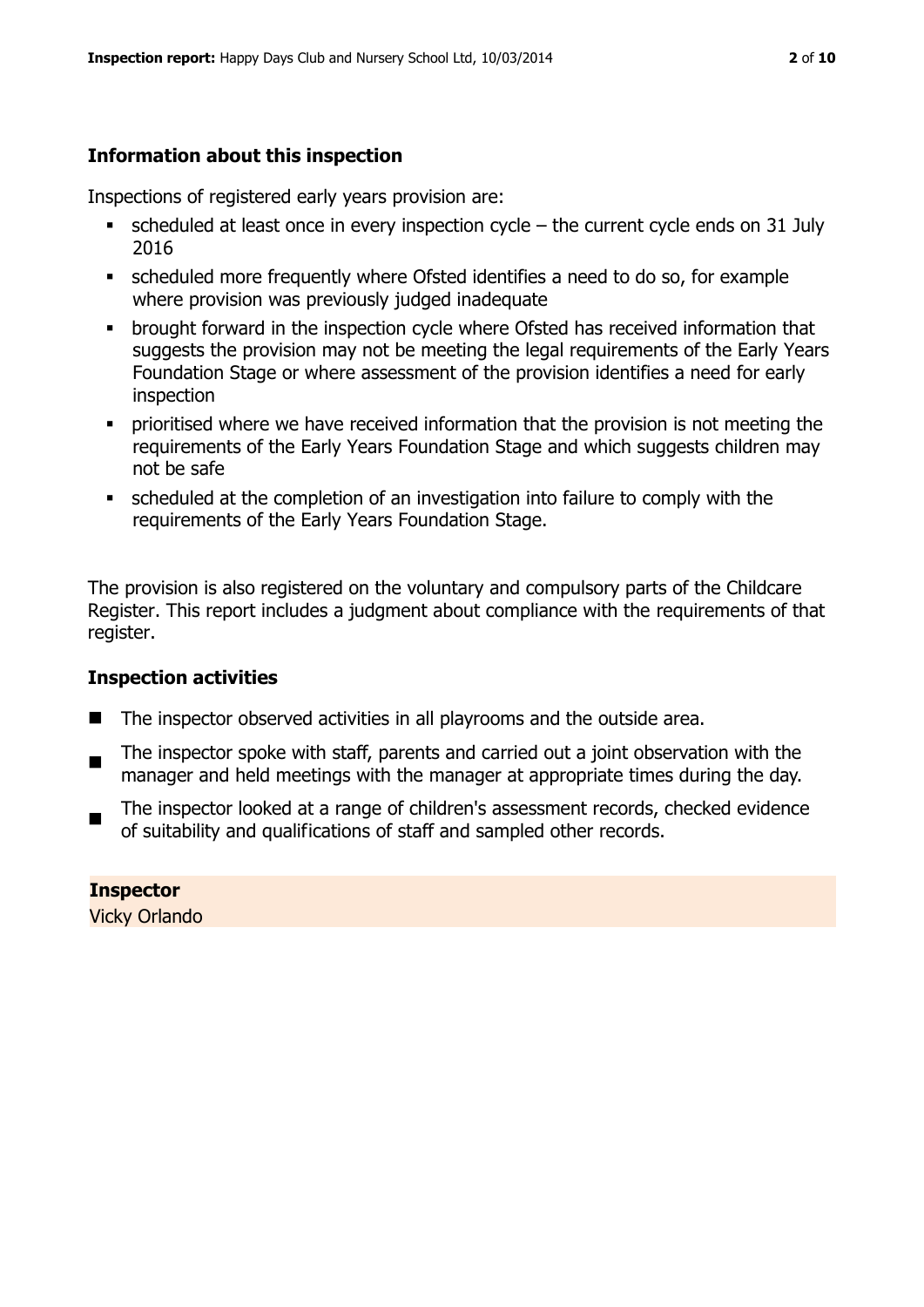## Information about this inspection

Inspections of registered early years provision are:

- scheduled at least once in every inspection cycle – the current cycle ends on 31 July 2016
- scheduled more frequently where Ofsted identifies a need to do so, for example where provision was previously judged inadequate
- brought forward in the inspection cycle where Ofsted has received information that suggests the provision may not be meeting the legal requirements of the Early Years Foundation Stage or where assessment of the provision identifies a need for early inspection
- prioritised where we have received information that the provision is not meeting the requirements of the Early Years Foundation Stage and which suggests children may not be safe
- scheduled at the completion of an investigation into failure to comply with the requirements of the Early Years Foundation Stage.

The provision is also registered on the voluntary and compulsory parts of the Childcare Register. This report includes a judgment about compliance with the requirements of that register.

## Inspection activities

- The inspector observed activities in all playrooms and the outside area.
- The inspector spoke with staff, parents and carried out a joint observation with the manager and held meetings with the manager at appropriate times during the day.
- The inspector looked at a range of children's assessment records, checked evidence of suitability and qualifications of staff and sampled other records.

**Inspector**

Vicky Orlando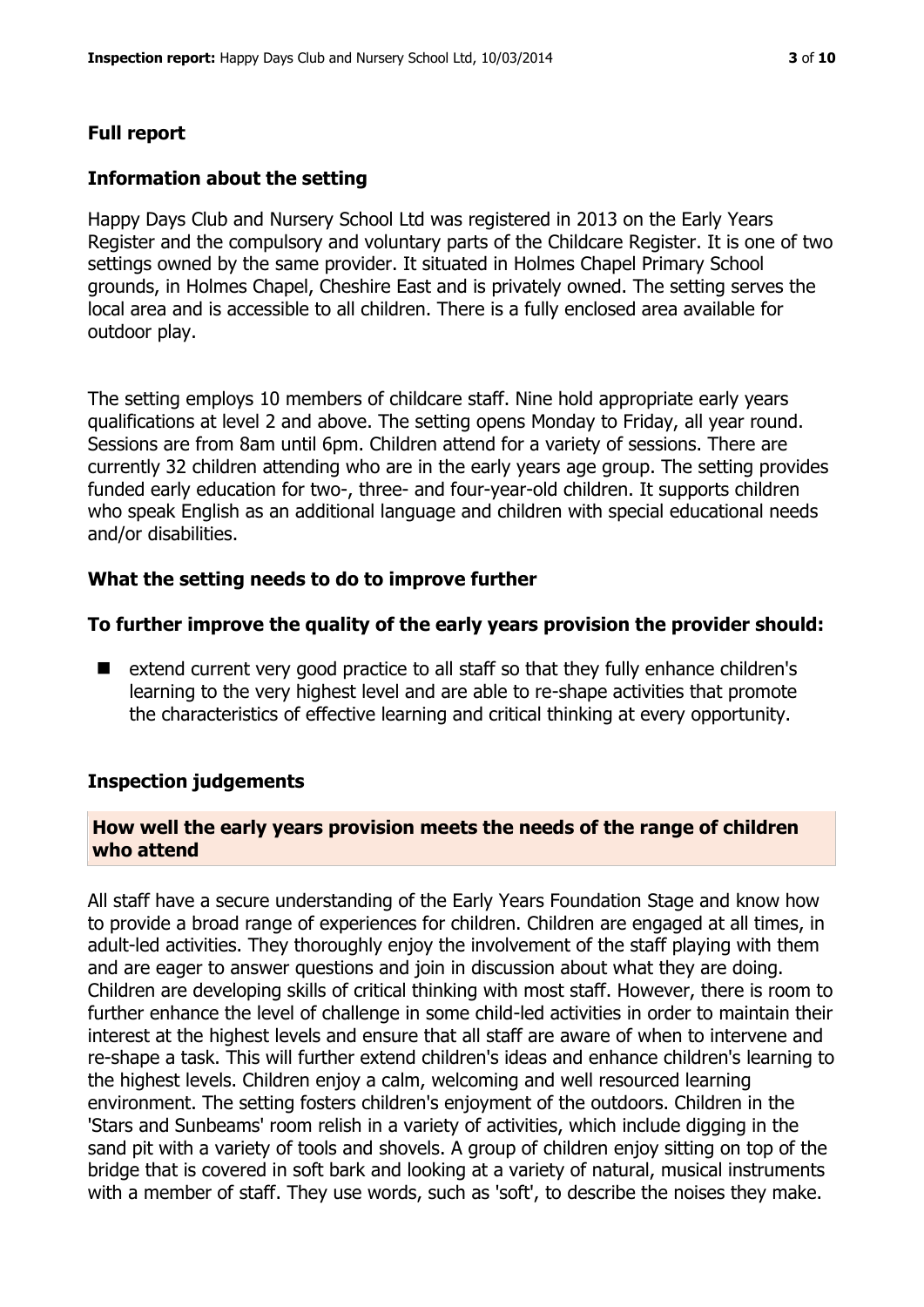## Full report

### Information about the setting

Happy Days Club and Nursery School Ltd was registered in 2013 on the Early Years Register and the compulsory and voluntary parts of the Childcare Register. It is one of two settings owned by the same provider. It situated in Holmes Chapel Primary School grounds, in Holmes Chapel, Cheshire East and is privately owned. The setting serves the local area and is accessible to all children. There is a fully enclosed area available for outdoor play.

The setting employs 10 members of childcare staff. Nine hold appropriate early years qualifications at level 2 and above. The setting opens Monday to Friday, all year round. Sessions are from 8am until 6pm. Children attend for a variety of sessions. There are currently 32 children attending who are in the early years age group. The setting provides funded early education for two-, three- and four-year-old children. It supports children who speak English as an additional language and children with special educational needs and/or disabilities.

### What the setting needs to do to improve further

### To further improve the quality of the early years provision the provider should:

- extend current very good practice to all staff so that they fully enhance children's learning to the very highest level and are able to re-shape activities that promote the characteristics of effective learning and critical thinking at every opportunity.

### Inspection judgements

#### How well the early years provision meets the needs of the range of children who attend

All staff have a secure understanding of the Early Years Foundation Stage and know how to provide a broad range of experiences for children. Children are engaged at all times, in adult-led activities. They thoroughly enjoy the involvement of the staff playing with them and are eager to answer questions and join in discussion about what they are doing. Children are developing skills of critical thinking with most staff. However, there is room to further enhance the level of challenge in some child-led activities in order to maintain their interest at the highest levels and ensure that all staff are aware of when to intervene and re-shape a task. This will further extend children's ideas and enhance children's learning to the highest levels. Children enjoy a calm, welcoming and well resourced learning environment. The setting fosters children's enjoyment of the outdoors. Children in the 'Stars and Sunbeams' room relish in a variety of activities, which include digging in the sand pit with a variety of tools and shovels. A group of children enjoy sitting on top of the bridge that is covered in soft bark and looking at a variety of natural, musical instruments with a member of staff. They use words, such as 'soft', to describe the noises they make.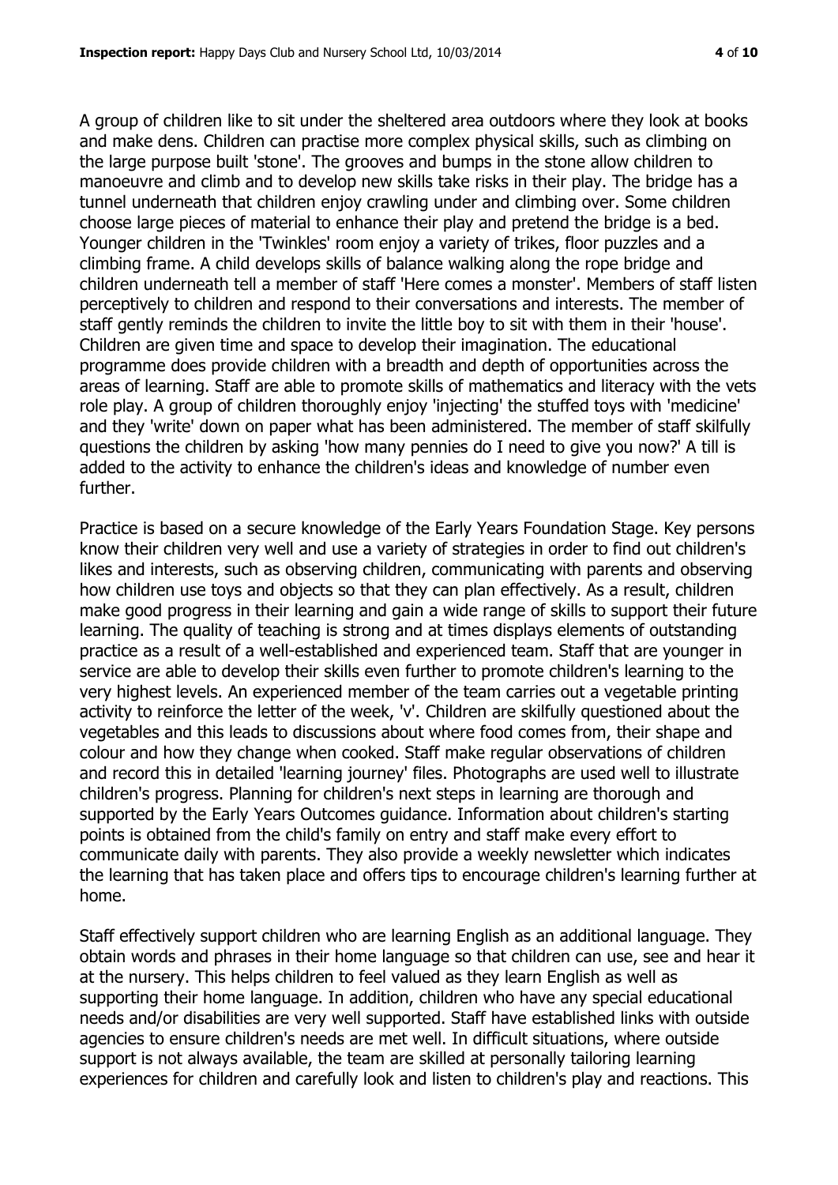A group of children like to sit under the sheltered area outdoors where they look at books and make dens. Children can practise more complex physical skills, such as climbing on the large purpose built 'stone'. The grooves and bumps in the stone allow children to manoeuvre and climb and to develop new skills take risks in their play. The bridge has a tunnel underneath that children enjoy crawling under and climbing over. Some children choose large pieces of material to enhance their play and pretend the bridge is a bed. Younger children in the 'Twinkles' room enjoy a variety of trikes, floor puzzles and a climbing frame. A child develops skills of balance walking along the rope bridge and children underneath tell a member of staff 'Here comes a monster'. Members of staff listen perceptively to children and respond to their conversations and interests. The member of staff gently reminds the children to invite the little boy to sit with them in their 'house'. Children are given time and space to develop their imagination. The educational programme does provide children with a breadth and depth of opportunities across the areas of learning. Staff are able to promote skills of mathematics and literacy with the vets role play. A group of children thoroughly enjoy 'injecting' the stuffed toys with 'medicine' and they 'write' down on paper what has been administered. The member of staff skilfully questions the children by asking 'how many pennies do I need to give you now?' A till is added to the activity to enhance the children's ideas and knowledge of number even further.

Practice is based on a secure knowledge of the Early Years Foundation Stage. Key persons know their children very well and use a variety of strategies in order to find out children's likes and interests, such as observing children, communicating with parents and observing how children use toys and objects so that they can plan effectively. As a result, children make good progress in their learning and gain a wide range of skills to support their future learning. The quality of teaching is strong and at times displays elements of outstanding practice as a result of a well-established and experienced team. Staff that are younger in service are able to develop their skills even further to promote children's learning to the very highest levels. An experienced member of the team carries out a vegetable printing activity to reinforce the letter of the week, 'v'. Children are skilfully questioned about the vegetables and this leads to discussions about where food comes from, their shape and colour and how they change when cooked. Staff make regular observations of children and record this in detailed 'learning journey' files. Photographs are used well to illustrate children's progress. Planning for children's next steps in learning are thorough and supported by the Early Years Outcomes guidance. Information about children's starting points is obtained from the child's family on entry and staff make every effort to communicate daily with parents. They also provide a weekly newsletter which indicates the learning that has taken place and offers tips to encourage children's learning further at home.

Staff effectively support children who are learning English as an additional language. They obtain words and phrases in their home language so that children can use, see and hear it at the nursery. This helps children to feel valued as they learn English as well as supporting their home language. In addition, children who have any special educational needs and/or disabilities are very well supported. Staff have established links with outside agencies to ensure children's needs are met well. In difficult situations, where outside support is not always available, the team are skilled at personally tailoring learning experiences for children and carefully look and listen to children's play and reactions. This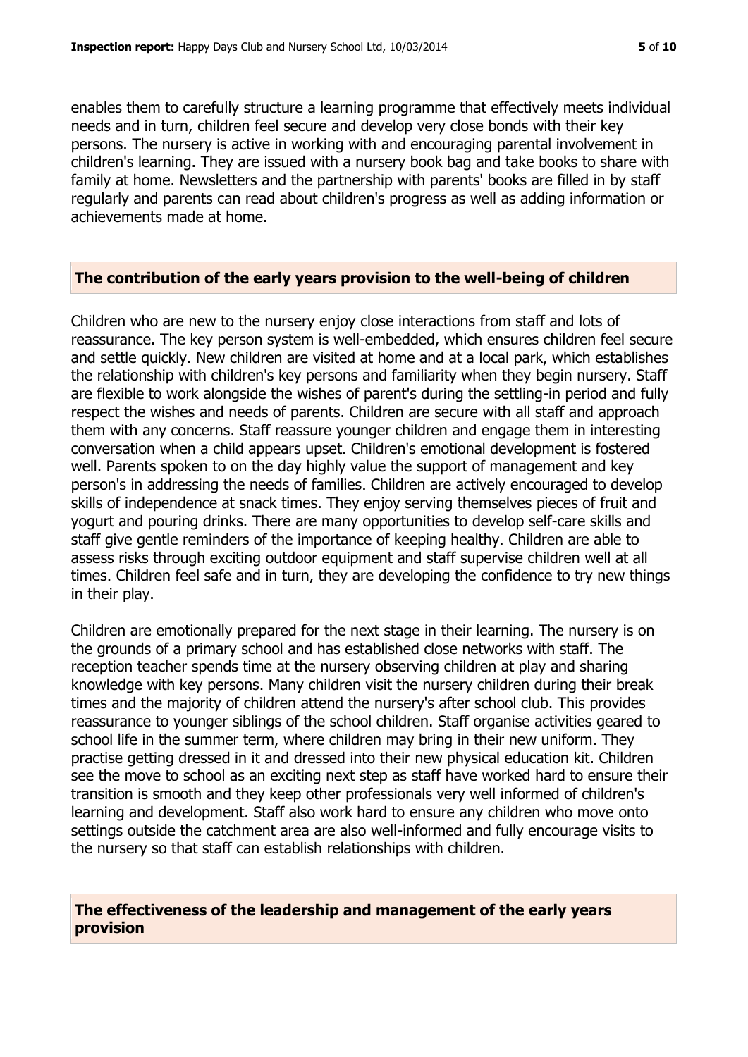enables them to carefully structure a learning programme that effectively meets individual needs and in turn, children feel secure and develop very close bonds with their key persons. The nursery is active in working with and encouraging parental involvement in children's learning. They are issued with a nursery book bag and take books to share with family at home. Newsletters and the partnership with parents' books are filled in by staff regularly and parents can read about children's progress as well as adding information or achievements made at home.

## The contribution of the early years provision to the well-being of children

Children who are new to the nursery enjoy close interactions from staff and lots of reassurance. The key person system is well-embedded, which ensures children feel secure and settle quickly. New children are visited at home and at a local park, which establishes the relationship with children's key persons and familiarity when they begin nursery. Staff are flexible to work alongside the wishes of parent's during the settling-in period and fully respect the wishes and needs of parents. Children are secure with all staff and approach them with any concerns. Staff reassure younger children and engage them in interesting conversation when a child appears upset. Children's emotional development is fostered well. Parents spoken to on the day highly value the support of management and key person's in addressing the needs of families. Children are actively encouraged to develop skills of independence at snack times. They enjoy serving themselves pieces of fruit and yogurt and pouring drinks. There are many opportunities to develop self-care skills and staff give gentle reminders of the importance of keeping healthy. Children are able to assess risks through exciting outdoor equipment and staff supervise children well at all times. Children feel safe and in turn, they are developing the confidence to try new things in their play.

Children are emotionally prepared for the next stage in their learning. The nursery is on the grounds of a primary school and has established close networks with staff. The reception teacher spends time at the nursery observing children at play and sharing knowledge with key persons. Many children visit the nursery children during their break times and the majority of children attend the nursery's after school club. This provides reassurance to younger siblings of the school children. Staff organise activities geared to school life in the summer term, where children may bring in their new uniform. They practise getting dressed in it and dressed into their new physical education kit. Children see the move to school as an exciting next step as staff have worked hard to ensure their transition is smooth and they keep other professionals very well informed of children's learning and development. Staff also work hard to ensure any children who move onto settings outside the catchment area are also well-informed and fully encourage visits to the nursery so that staff can establish relationships with children.

## The effectiveness of the leadership and management of the early years provision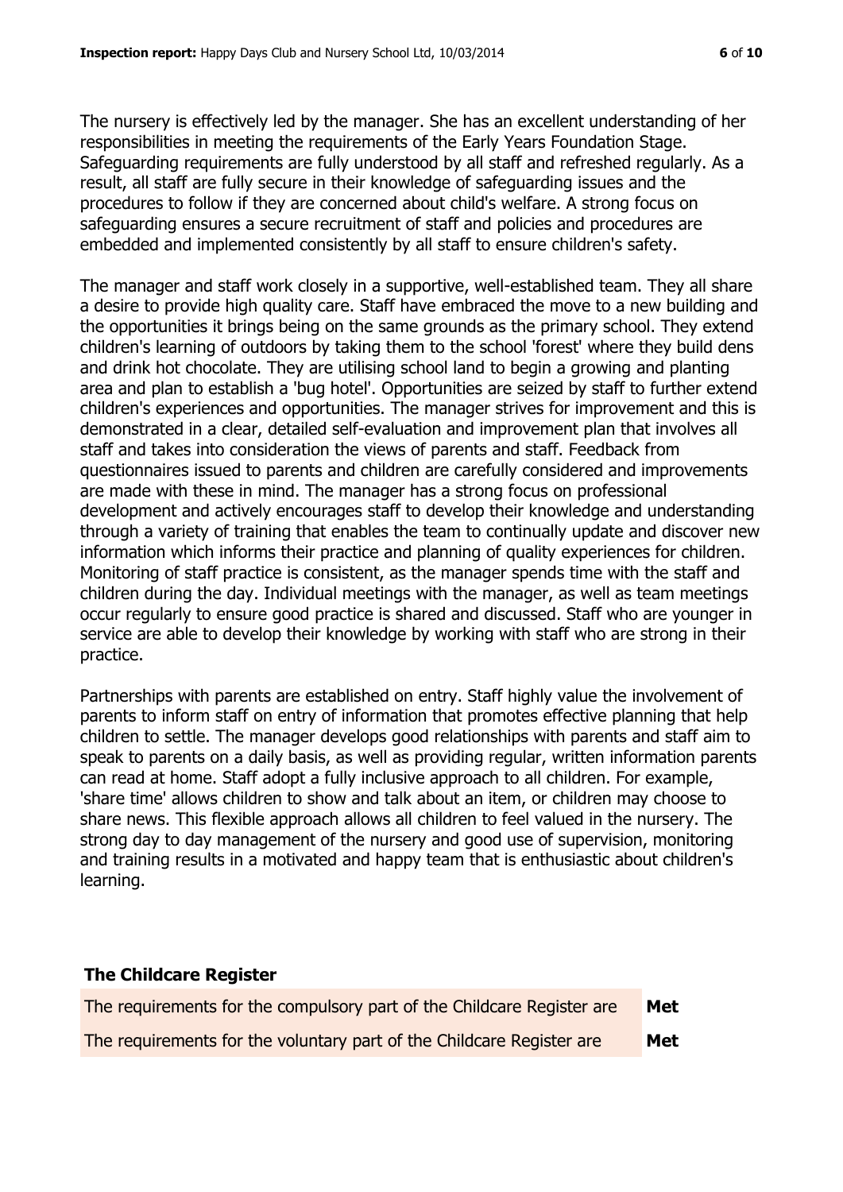The nursery is effectively led by the manager. She has an excellent understanding of her responsibilities in meeting the requirements of the Early Years Foundation Stage. Safeguarding requirements are fully understood by all staff and refreshed regularly. As a result, all staff are fully secure in their knowledge of safeguarding issues and the procedures to follow if they are concerned about child's welfare. A strong focus on safeguarding ensures a secure recruitment of staff and policies and procedures are embedded and implemented consistently by all staff to ensure children's safety.

The manager and staff work closely in a supportive, well-established team. They all share a desire to provide high quality care. Staff have embraced the move to a new building and the opportunities it brings being on the same grounds as the primary school. They extend children's learning of outdoors by taking them to the school 'forest' where they build dens and drink hot chocolate. They are utilising school land to begin a growing and planting area and plan to establish a 'bug hotel'. Opportunities are seized by staff to further extend children's experiences and opportunities. The manager strives for improvement and this is demonstrated in a clear, detailed self-evaluation and improvement plan that involves all staff and takes into consideration the views of parents and staff. Feedback from questionnaires issued to parents and children are carefully considered and improvements are made with these in mind. The manager has a strong focus on professional development and actively encourages staff to develop their knowledge and understanding through a variety of training that enables the team to continually update and discover new information which informs their practice and planning of quality experiences for children. Monitoring of staff practice is consistent, as the manager spends time with the staff and children during the day. Individual meetings with the manager, as well as team meetings occur regularly to ensure good practice is shared and discussed. Staff who are younger in service are able to develop their knowledge by working with staff who are strong in their practice.

Partnerships with parents are established on entry. Staff highly value the involvement of parents to inform staff on entry of information that promotes effective planning that help children to settle. The manager develops good relationships with parents and staff aim to speak to parents on a daily basis, as well as providing regular, written information parents can read at home. Staff adopt a fully inclusive approach to all children. For example, 'share time' allows children to show and talk about an item, or children may choose to share news. This flexible approach allows all children to feel valued in the nursery. The strong day to day management of the nursery and good use of supervision, monitoring and training results in a motivated and happy team that is enthusiastic about children's learning.

## The Childcare Register

| | |
|---|---|
| The requirements for the compulsory part of the Childcare Register are | **Met** |
| The requirements for the voluntary part of the Childcare Register are | **Met** |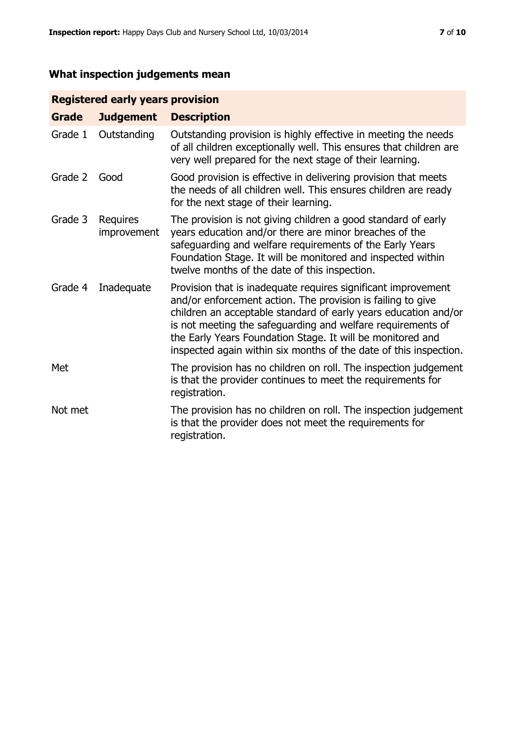## What inspection judgements mean

| Registered early years provision | | |
|---|---|---|
| **Grade** | **Judgement** | **Description** |
| Grade 1 | Outstanding | Outstanding provision is highly effective in meeting the needs of all children exceptionally well. This ensures that children are very well prepared for the next stage of their learning. |
| Grade 2 | Good | Good provision is effective in delivering provision that meets the needs of all children well. This ensures children are ready for the next stage of their learning. |
| Grade 3 | Requires improvement | The provision is not giving children a good standard of early years education and/or there are minor breaches of the safeguarding and welfare requirements of the Early Years Foundation Stage. It will be monitored and inspected within twelve months of the date of this inspection. |
| Grade 4 | Inadequate | Provision that is inadequate requires significant improvement and/or enforcement action. The provision is failing to give children an acceptable standard of early years education and/or is not meeting the safeguarding and welfare requirements of the Early Years Foundation Stage. It will be monitored and inspected again within six months of the date of this inspection. |
| Met | | The provision has no children on roll. The inspection judgement is that the provider continues to meet the requirements for registration. |
| Not met | | The provision has no children on roll. The inspection judgement is that the provider does not meet the requirements for registration. |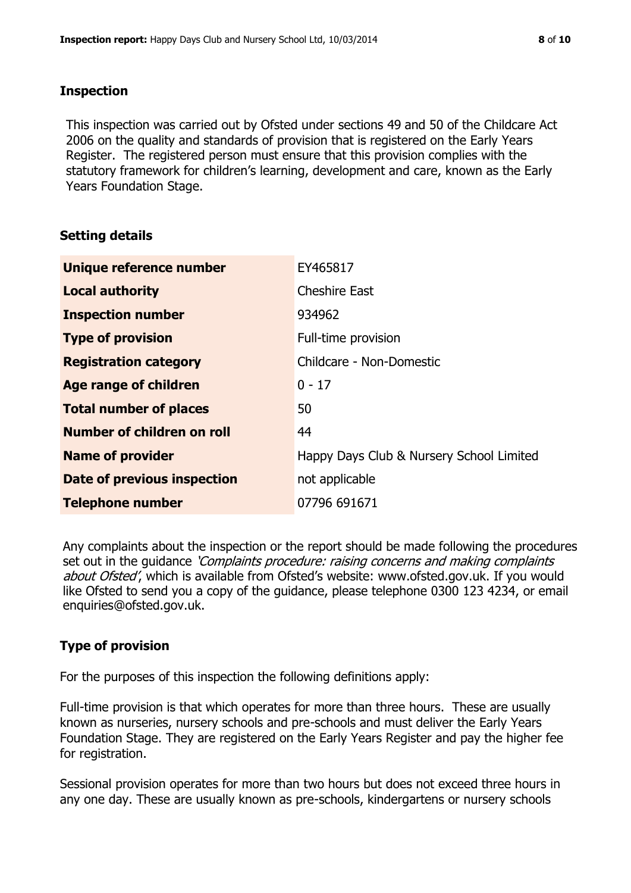## Inspection

This inspection was carried out by Ofsted under sections 49 and 50 of the Childcare Act 2006 on the quality and standards of provision that is registered on the Early Years Register. The registered person must ensure that this provision complies with the statutory framework for children's learning, development and care, known as the Early Years Foundation Stage.

## Setting details

| | |
|---|---|
| **Unique reference number** | EY465817 |
| **Local authority** | Cheshire East |
| **Inspection number** | 934962 |
| **Type of provision** | Full-time provision |
| **Registration category** | Childcare - Non-Domestic |
| **Age range of children** | 0 - 17 |
| **Total number of places** | 50 |
| **Number of children on roll** | 44 |
| **Name of provider** | Happy Days Club & Nursery School Limited |
| **Date of previous inspection** | not applicable |
| **Telephone number** | 07796 691671 |

Any complaints about the inspection or the report should be made following the procedures set out in the guidance *'Complaints procedure: raising concerns and making complaints about Ofsted'*, which is available from Ofsted's website: www.ofsted.gov.uk. If you would like Ofsted to send you a copy of the guidance, please telephone 0300 123 4234, or email enquiries@ofsted.gov.uk.

## Type of provision

For the purposes of this inspection the following definitions apply:

Full-time provision is that which operates for more than three hours. These are usually known as nurseries, nursery schools and pre-schools and must deliver the Early Years Foundation Stage. They are registered on the Early Years Register and pay the higher fee for registration.

Sessional provision operates for more than two hours but does not exceed three hours in any one day. These are usually known as pre-schools, kindergartens or nursery schools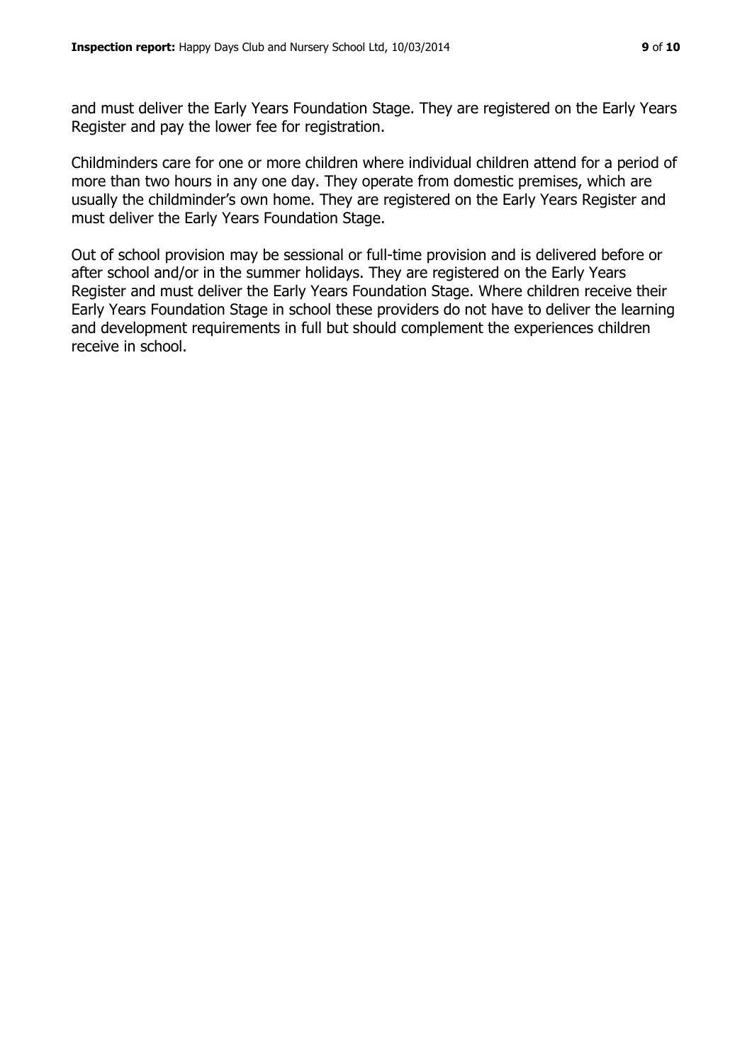and must deliver the Early Years Foundation Stage. They are registered on the Early Years Register and pay the lower fee for registration.

Childminders care for one or more children where individual children attend for a period of more than two hours in any one day. They operate from domestic premises, which are usually the childminder's own home. They are registered on the Early Years Register and must deliver the Early Years Foundation Stage.

Out of school provision may be sessional or full-time provision and is delivered before or after school and/or in the summer holidays. They are registered on the Early Years Register and must deliver the Early Years Foundation Stage. Where children receive their Early Years Foundation Stage in school these providers do not have to deliver the learning and development requirements in full but should complement the experiences children receive in school.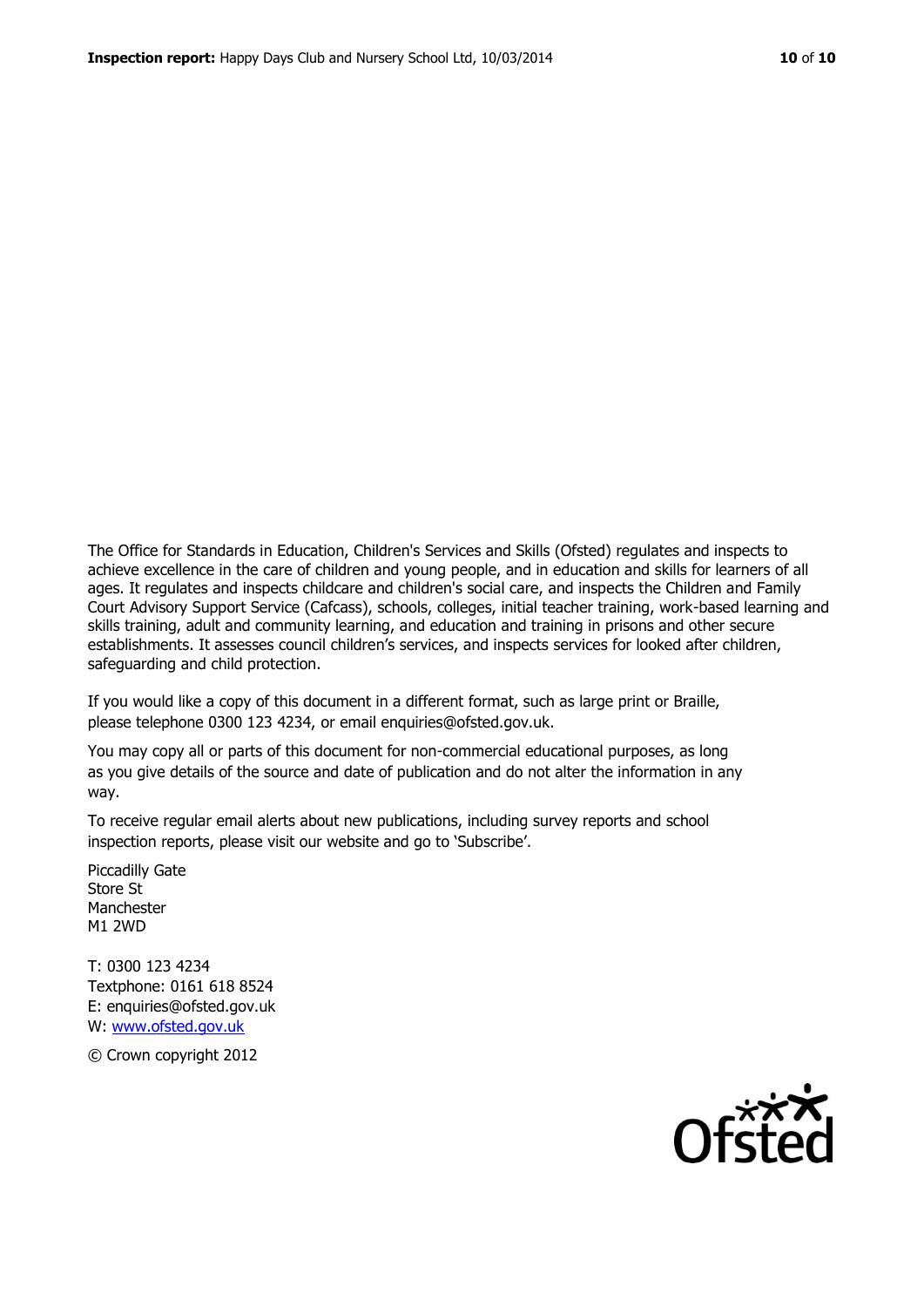The Office for Standards in Education, Children's Services and Skills (Ofsted) regulates and inspects to achieve excellence in the care of children and young people, and in education and skills for learners of all ages. It regulates and inspects childcare and children's social care, and inspects the Children and Family Court Advisory Support Service (Cafcass), schools, colleges, initial teacher training, work-based learning and skills training, adult and community learning, and education and training in prisons and other secure establishments. It assesses council children's services, and inspects services for looked after children, safeguarding and child protection.

If you would like a copy of this document in a different format, such as large print or Braille, please telephone 0300 123 4234, or email enquiries@ofsted.gov.uk.

You may copy all or parts of this document for non-commercial educational purposes, as long as you give details of the source and date of publication and do not alter the information in any way.

To receive regular email alerts about new publications, including survey reports and school inspection reports, please visit our website and go to 'Subscribe'.

Piccadilly Gate
Store St
Manchester
M1 2WD

T: 0300 123 4234
Textphone: 0161 618 8524
E: enquiries@ofsted.gov.uk
W: www.ofsted.gov.uk

© Crown copyright 2012